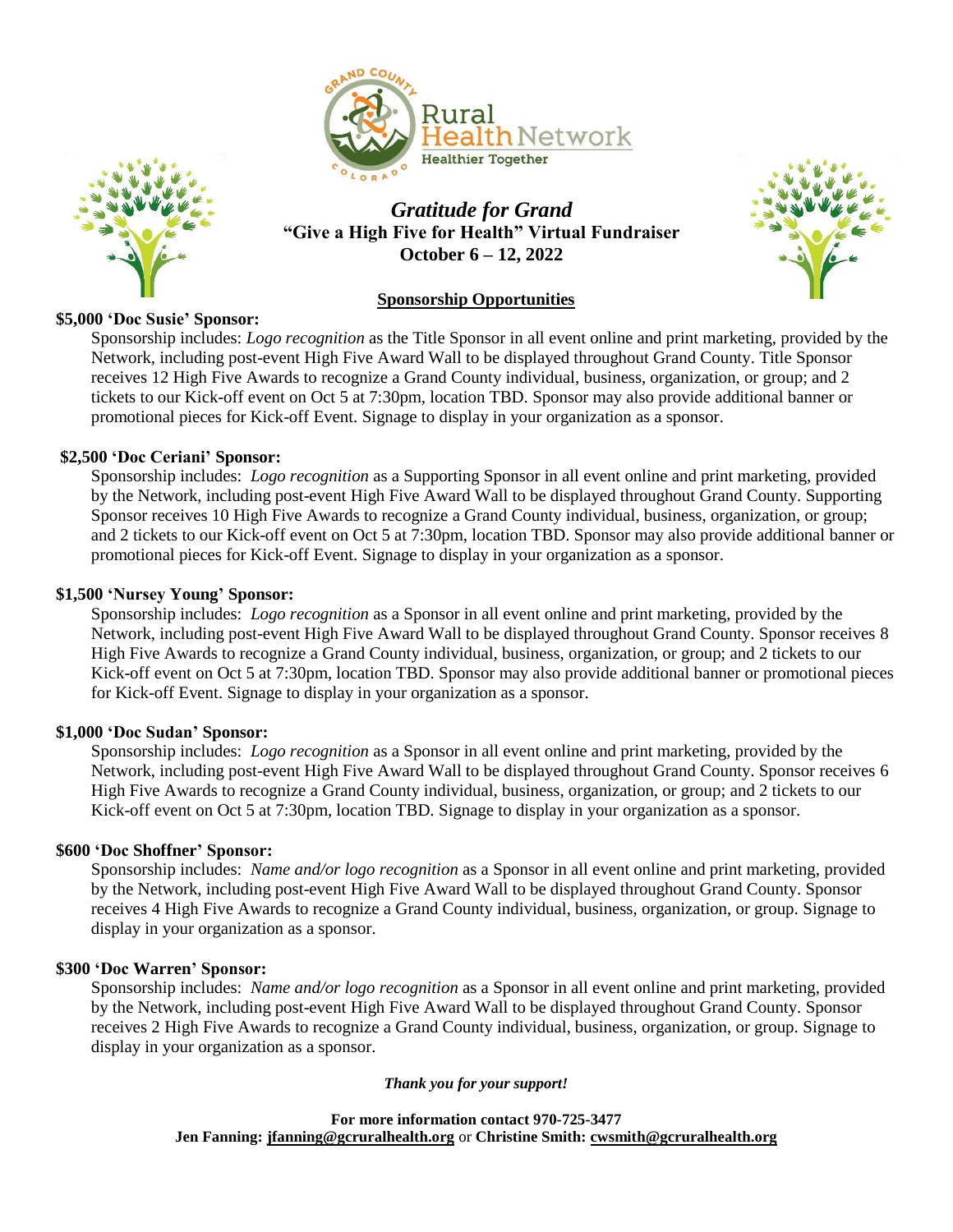# Gratitude for Grand

## "Give a High Five for Health" Virtual Fundraiser

**October 6 – 12, 2022**

**Sponsorship Opportunities**

**$5,000 'Doc Susie' Sponsor:**

Sponsorship includes: *Logo recognition* as the Title Sponsor in all event online and print marketing, provided by the Network, including post-event High Five Award Wall to be displayed throughout Grand County. Title Sponsor receives 12 High Five Awards to recognize a Grand County individual, business, organization, or group; and 2 tickets to our Kick-off event on Oct 5 at 7:30pm, location TBD. Sponsor may also provide additional banner or promotional pieces for Kick-off Event. Signage to display in your organization as a sponsor.

**$2,500 'Doc Ceriani' Sponsor:**

Sponsorship includes: *Logo recognition* as a Supporting Sponsor in all event online and print marketing, provided by the Network, including post-event High Five Award Wall to be displayed throughout Grand County. Supporting Sponsor receives 10 High Five Awards to recognize a Grand County individual, business, organization, or group; and 2 tickets to our Kick-off event on Oct 5 at 7:30pm, location TBD. Sponsor may also provide additional banner or promotional pieces for Kick-off Event. Signage to display in your organization as a sponsor.

**$1,500 'Nursey Young' Sponsor:**

Sponsorship includes: *Logo recognition* as a Sponsor in all event online and print marketing, provided by the Network, including post-event High Five Award Wall to be displayed throughout Grand County. Sponsor receives 8 High Five Awards to recognize a Grand County individual, business, organization, or group; and 2 tickets to our Kick-off event on Oct 5 at 7:30pm, location TBD. Sponsor may also provide additional banner or promotional pieces for Kick-off Event. Signage to display in your organization as a sponsor.

**$1,000 'Doc Sudan' Sponsor:**

Sponsorship includes: *Logo recognition* as a Sponsor in all event online and print marketing, provided by the Network, including post-event High Five Award Wall to be displayed throughout Grand County. Sponsor receives 6 High Five Awards to recognize a Grand County individual, business, organization, or group; and 2 tickets to our Kick-off event on Oct 5 at 7:30pm, location TBD. Signage to display in your organization as a sponsor.

**$600 'Doc Shoffner' Sponsor:**

Sponsorship includes: *Name and/or logo recognition* as a Sponsor in all event online and print marketing, provided by the Network, including post-event High Five Award Wall to be displayed throughout Grand County. Sponsor receives 4 High Five Awards to recognize a Grand County individual, business, organization, or group. Signage to display in your organization as a sponsor.

**$300 'Doc Warren' Sponsor:**

Sponsorship includes: *Name and/or logo recognition* as a Sponsor in all event online and print marketing, provided by the Network, including post-event High Five Award Wall to be displayed throughout Grand County. Sponsor receives 2 High Five Awards to recognize a Grand County individual, business, organization, or group. Signage to display in your organization as a sponsor.

***Thank you for your support!***

**For more information contact 970-725-3477**
**Jen Fanning: jfanning@gcruralhealth.org** or **Christine Smith: cwsmith@gcruralhealth.org**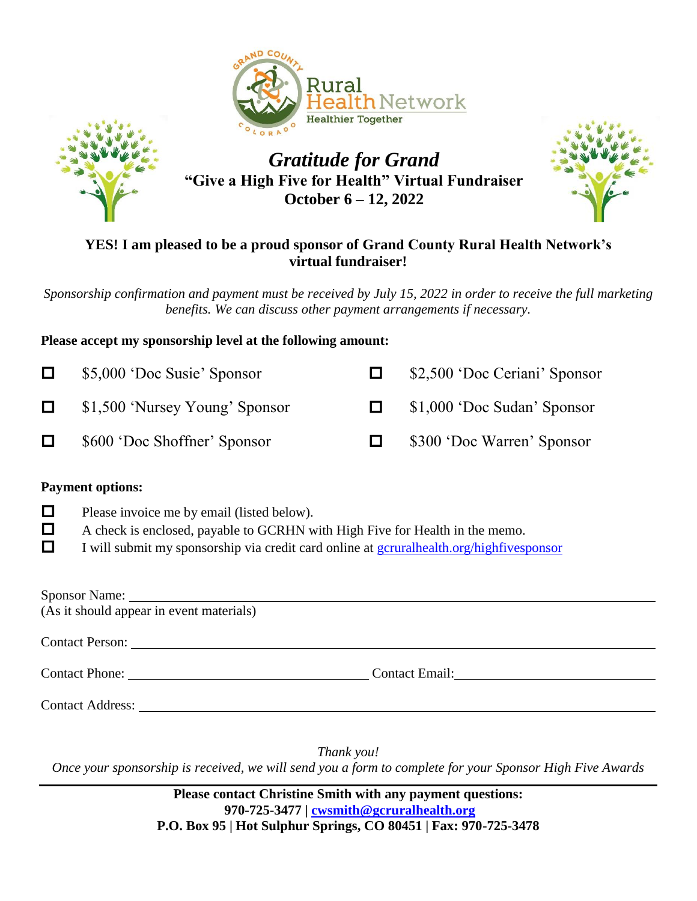Grand County Rural Health Network
Healthier Together

# *Gratitude for Grand*

## "Give a High Five for Health" Virtual Fundraiser

## October 6 – 12, 2022

**YES! I am pleased to be a proud sponsor of Grand County Rural Health Network's virtual fundraiser!**

*Sponsorship confirmation and payment must be received by July 15, 2022 in order to receive the full marketing benefits. We can discuss other payment arrangements if necessary.*

**Please accept my sponsorship level at the following amount:**

- ☐ $5,000 'Doc Susie' Sponsor
- ☐ $2,500 'Doc Ceriani' Sponsor
- ☐ $1,500 'Nursey Young' Sponsor
- ☐ $1,000 'Doc Sudan' Sponsor
- ☐ $600 'Doc Shoffner' Sponsor
- ☐ $300 'Doc Warren' Sponsor

**Payment options:**

- ☐ Please invoice me by email (listed below).
- ☐ A check is enclosed, payable to GCRHN with High Five for Health in the memo.
- ☐ I will submit my sponsorship via credit card online at gcruralhealth.org/highfivesponsor

Sponsor Name: ______________________________
(As it should appear in event materials)

Contact Person: ______________________________

Contact Phone: ____________________ Contact Email: ____________________

Contact Address: ______________________________

*Thank you!*

*Once your sponsorship is received, we will send you a form to complete for your Sponsor High Five Awards*

---

**Please contact Christine Smith with any payment questions:**
**970-725-3477 | cwsmith@gcruralhealth.org**
**P.O. Box 95 | Hot Sulphur Springs, CO 80451 | Fax: 970-725-3478**